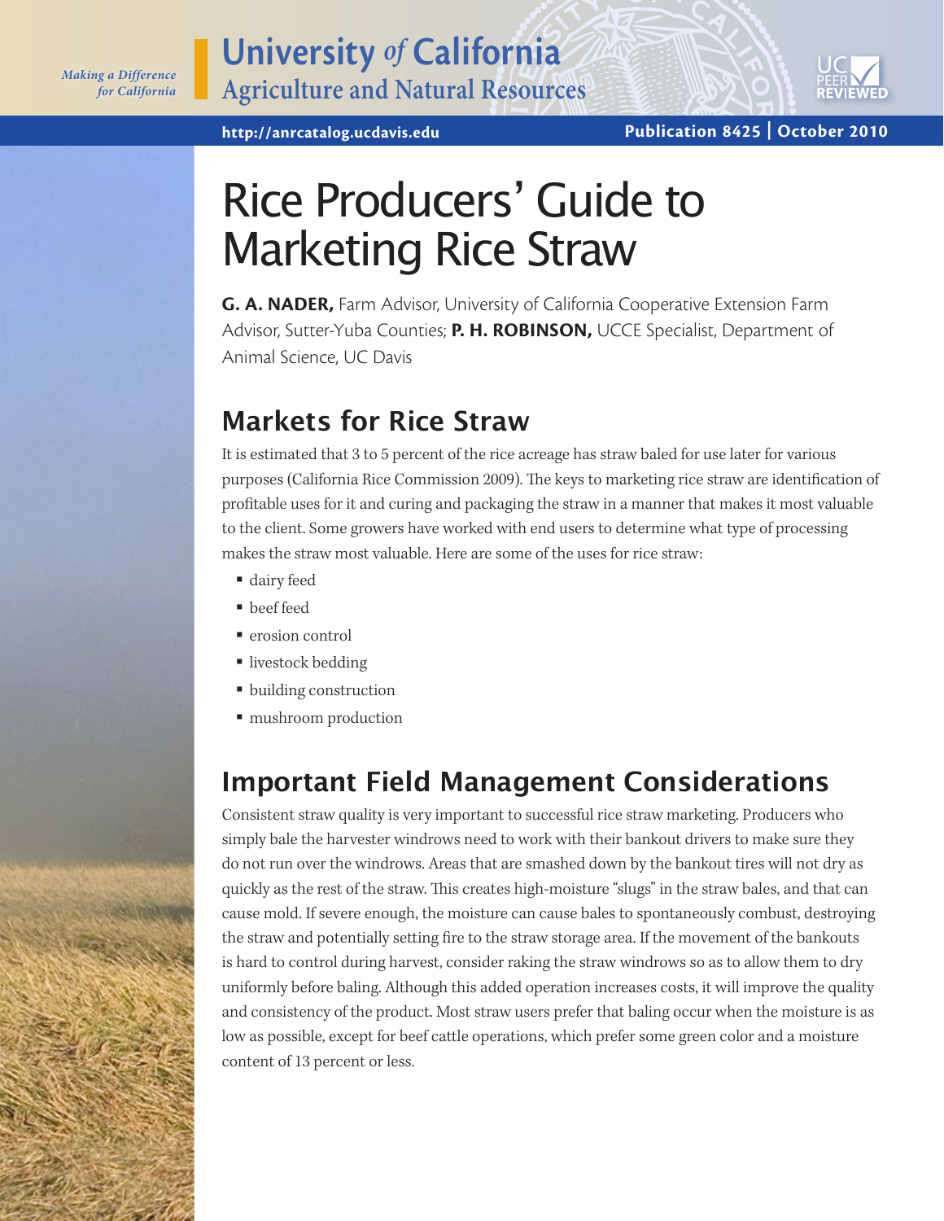Making a Difference for California

**University of California**
**Agriculture and Natural Resources**

http://anrcatalog.ucdavis.edu

**Publication 8425 | October 2010**

# Rice Producers' Guide to Marketing Rice Straw

**G. A. NADER,** Farm Advisor, University of California Cooperative Extension Farm Advisor, Sutter-Yuba Counties; **P. H. ROBINSON,** UCCE Specialist, Department of Animal Science, UC Davis

## Markets for Rice Straw

It is estimated that 3 to 5 percent of the rice acreage has straw baled for use later for various purposes (California Rice Commission 2009). The keys to marketing rice straw are identification of profitable uses for it and curing and packaging the straw in a manner that makes it most valuable to the client. Some growers have worked with end users to determine what type of processing makes the straw most valuable. Here are some of the uses for rice straw:

- dairy feed
- beef feed
- erosion control
- livestock bedding
- building construction
- mushroom production

## Important Field Management Considerations

Consistent straw quality is very important to successful rice straw marketing. Producers who simply bale the harvester windrows need to work with their bankout drivers to make sure they do not run over the windrows. Areas that are smashed down by the bankout tires will not dry as quickly as the rest of the straw. This creates high-moisture "slugs" in the straw bales, and that can cause mold. If severe enough, the moisture can cause bales to spontaneously combust, destroying the straw and potentially setting fire to the straw storage area. If the movement of the bankouts is hard to control during harvest, consider raking the straw windrows so as to allow them to dry uniformly before baling. Although this added operation increases costs, it will improve the quality and consistency of the product. Most straw users prefer that baling occur when the moisture is as low as possible, except for beef cattle operations, which prefer some green color and a moisture content of 13 percent or less.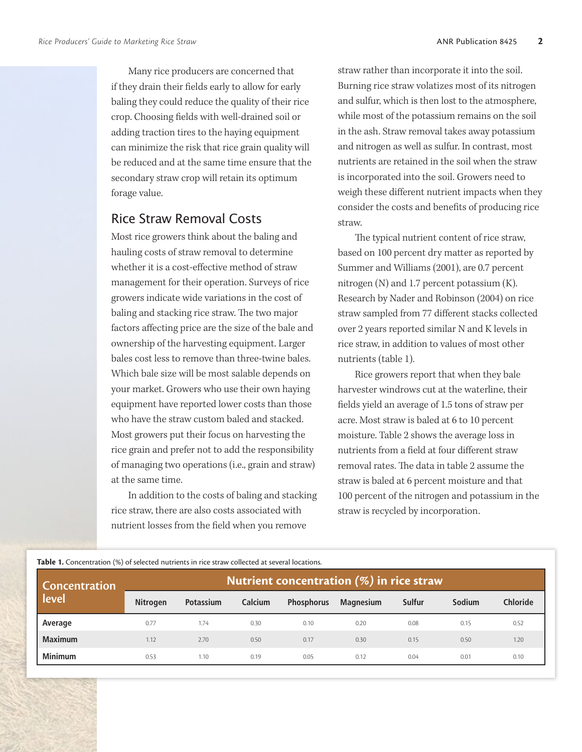Many rice producers are concerned that if they drain their fields early to allow for early baling they could reduce the quality of their rice crop. Choosing fields with well-drained soil or adding traction tires to the haying equipment can minimize the risk that rice grain quality will be reduced and at the same time ensure that the secondary straw crop will retain its optimum forage value.

## Rice Straw Removal Costs

Most rice growers think about the baling and hauling costs of straw removal to determine whether it is a cost-effective method of straw management for their operation. Surveys of rice growers indicate wide variations in the cost of baling and stacking rice straw. The two major factors affecting price are the size of the bale and ownership of the harvesting equipment. Larger bales cost less to remove than three-twine bales. Which bale size will be most salable depends on your market. Growers who use their own haying equipment have reported lower costs than those who have the straw custom baled and stacked. Most growers put their focus on harvesting the rice grain and prefer not to add the responsibility of managing two operations (i.e., grain and straw) at the same time.

In addition to the costs of baling and stacking rice straw, there are also costs associated with nutrient losses from the field when you remove straw rather than incorporate it into the soil. Burning rice straw volatizes most of its nitrogen and sulfur, which is then lost to the atmosphere, while most of the potassium remains on the soil in the ash. Straw removal takes away potassium and nitrogen as well as sulfur. In contrast, most nutrients are retained in the soil when the straw is incorporated into the soil. Growers need to weigh these different nutrient impacts when they consider the costs and benefits of producing rice straw.

The typical nutrient content of rice straw, based on 100 percent dry matter as reported by Summer and Williams (2001), are 0.7 percent nitrogen (N) and 1.7 percent potassium (K). Research by Nader and Robinson (2004) on rice straw sampled from 77 different stacks collected over 2 years reported similar N and K levels in rice straw, in addition to values of most other nutrients (table 1).

Rice growers report that when they bale harvester windrows cut at the waterline, their fields yield an average of 1.5 tons of straw per acre. Most straw is baled at 6 to 10 percent moisture. Table 2 shows the average loss in nutrients from a field at four different straw removal rates. The data in table 2 assume the straw is baled at 6 percent moisture and that 100 percent of the nitrogen and potassium in the straw is recycled by incorporation.

**Table 1.** Concentration (%) of selected nutrients in rice straw collected at several locations.

| Concentration level | Nutrient concentration (%) in rice straw | | | | | | | |
|---|---|---|---|---|---|---|---|---|
| | Nitrogen | Potassium | Calcium | Phosphorus | Magnesium | Sulfur | Sodium | Chloride |
| **Average** | 0.77 | 1.74 | 0.30 | 0.10 | 0.20 | 0.08 | 0.15 | 0.52 |
| **Maximum** | 1.12 | 2.70 | 0.50 | 0.17 | 0.30 | 0.15 | 0.50 | 1.20 |
| **Minimum** | 0.53 | 1.10 | 0.19 | 0.05 | 0.12 | 0.04 | 0.01 | 0.10 |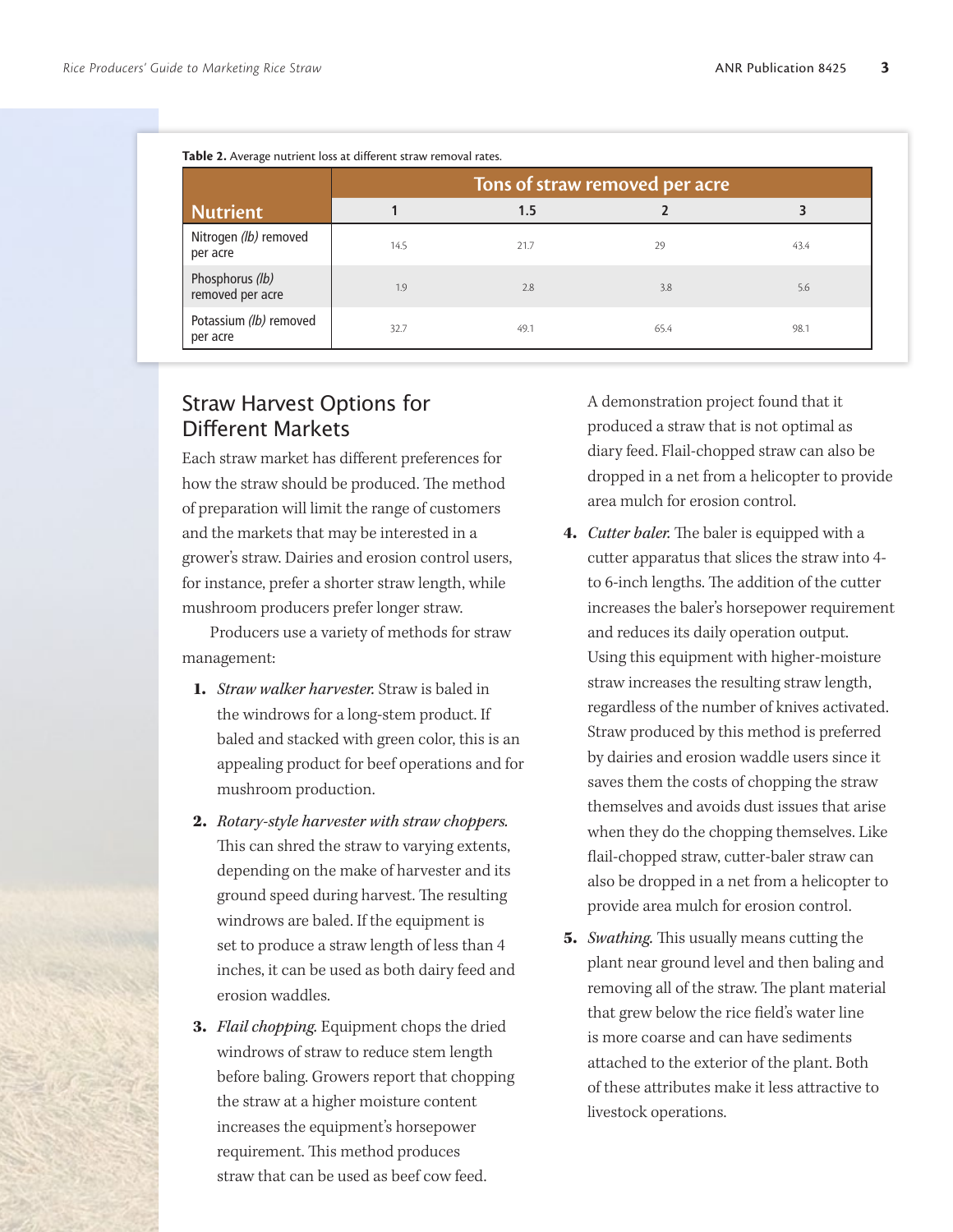**Table 2.** Average nutrient loss at different straw removal rates.

| Nutrient | Tons of straw removed per acre | | | |
|---|---|---|---|---|
| | 1 | 1.5 | 2 | 3 |
| Nitrogen *(lb)* removed per acre | 14.5 | 21.7 | 29 | 43.4 |
| Phosphorus *(lb)* removed per acre | 1.9 | 2.8 | 3.8 | 5.6 |
| Potassium *(lb)* removed per acre | 32.7 | 49.1 | 65.4 | 98.1 |

## Straw Harvest Options for Different Markets

Each straw market has different preferences for how the straw should be produced. The method of preparation will limit the range of customers and the markets that may be interested in a grower's straw. Dairies and erosion control users, for instance, prefer a shorter straw length, while mushroom producers prefer longer straw.

Producers use a variety of methods for straw management:

1. *Straw walker harvester.* Straw is baled in the windrows for a long-stem product. If baled and stacked with green color, this is an appealing product for beef operations and for mushroom production.
2. *Rotary-style harvester with straw choppers.* This can shred the straw to varying extents, depending on the make of harvester and its ground speed during harvest. The resulting windrows are baled. If the equipment is set to produce a straw length of less than 4 inches, it can be used as both dairy feed and erosion waddles.
3. *Flail chopping.* Equipment chops the dried windrows of straw to reduce stem length before baling. Growers report that chopping the straw at a higher moisture content increases the equipment's horsepower requirement. This method produces straw that can be used as beef cow feed. A demonstration project found that it produced a straw that is not optimal as diary feed. Flail-chopped straw can also be dropped in a net from a helicopter to provide area mulch for erosion control.
4. *Cutter baler.* The baler is equipped with a cutter apparatus that slices the straw into 4- to 6-inch lengths. The addition of the cutter increases the baler's horsepower requirement and reduces its daily operation output. Using this equipment with higher-moisture straw increases the resulting straw length, regardless of the number of knives activated. Straw produced by this method is preferred by dairies and erosion waddle users since it saves them the costs of chopping the straw themselves and avoids dust issues that arise when they do the chopping themselves. Like flail-chopped straw, cutter-baler straw can also be dropped in a net from a helicopter to provide area mulch for erosion control.
5. *Swathing.* This usually means cutting the plant near ground level and then baling and removing all of the straw. The plant material that grew below the rice field's water line is more coarse and can have sediments attached to the exterior of the plant. Both of these attributes make it less attractive to livestock operations.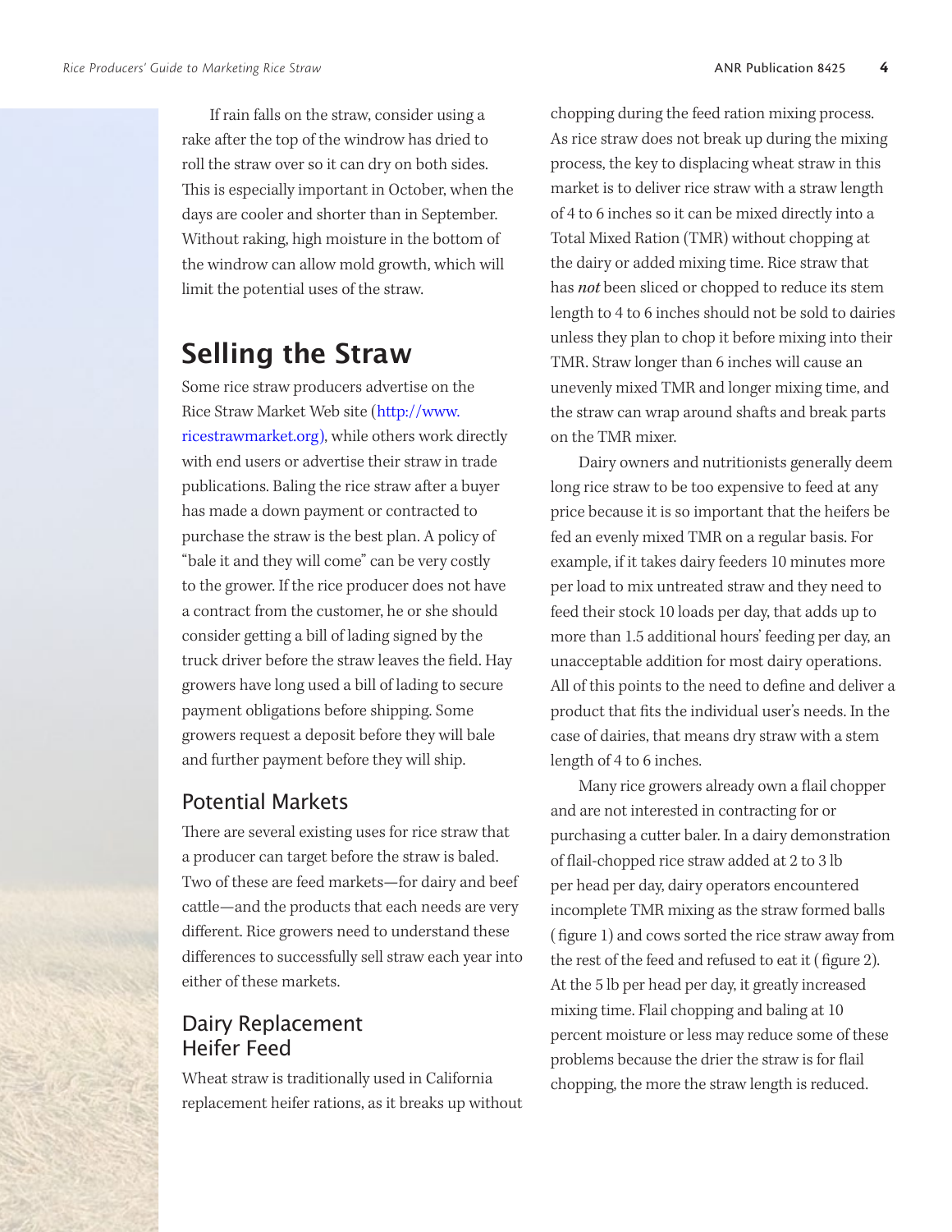If rain falls on the straw, consider using a rake after the top of the windrow has dried to roll the straw over so it can dry on both sides. This is especially important in October, when the days are cooler and shorter than in September. Without raking, high moisture in the bottom of the windrow can allow mold growth, which will limit the potential uses of the straw.

## Selling the Straw

Some rice straw producers advertise on the Rice Straw Market Web site (http://www.ricestrawmarket.org), while others work directly with end users or advertise their straw in trade publications. Baling the rice straw after a buyer has made a down payment or contracted to purchase the straw is the best plan. A policy of "bale it and they will come" can be very costly to the grower. If the rice producer does not have a contract from the customer, he or she should consider getting a bill of lading signed by the truck driver before the straw leaves the field. Hay growers have long used a bill of lading to secure payment obligations before shipping. Some growers request a deposit before they will bale and further payment before they will ship.

### Potential Markets

There are several existing uses for rice straw that a producer can target before the straw is baled. Two of these are feed markets—for dairy and beef cattle—and the products that each needs are very different. Rice growers need to understand these differences to successfully sell straw each year into either of these markets.

### Dairy Replacement Heifer Feed

Wheat straw is traditionally used in California replacement heifer rations, as it breaks up without chopping during the feed ration mixing process. As rice straw does not break up during the mixing process, the key to displacing wheat straw in this market is to deliver rice straw with a straw length of 4 to 6 inches so it can be mixed directly into a Total Mixed Ration (TMR) without chopping at the dairy or added mixing time. Rice straw that has ***not*** been sliced or chopped to reduce its stem length to 4 to 6 inches should not be sold to dairies unless they plan to chop it before mixing into their TMR. Straw longer than 6 inches will cause an unevenly mixed TMR and longer mixing time, and the straw can wrap around shafts and break parts on the TMR mixer.

Dairy owners and nutritionists generally deem long rice straw to be too expensive to feed at any price because it is so important that the heifers be fed an evenly mixed TMR on a regular basis. For example, if it takes dairy feeders 10 minutes more per load to mix untreated straw and they need to feed their stock 10 loads per day, that adds up to more than 1.5 additional hours' feeding per day, an unacceptable addition for most dairy operations. All of this points to the need to define and deliver a product that fits the individual user's needs. In the case of dairies, that means dry straw with a stem length of 4 to 6 inches.

Many rice growers already own a flail chopper and are not interested in contracting for or purchasing a cutter baler. In a dairy demonstration of flail-chopped rice straw added at 2 to 3 lb per head per day, dairy operators encountered incomplete TMR mixing as the straw formed balls (figure 1) and cows sorted the rice straw away from the rest of the feed and refused to eat it (figure 2). At the 5 lb per head per day, it greatly increased mixing time. Flail chopping and baling at 10 percent moisture or less may reduce some of these problems because the drier the straw is for flail chopping, the more the straw length is reduced.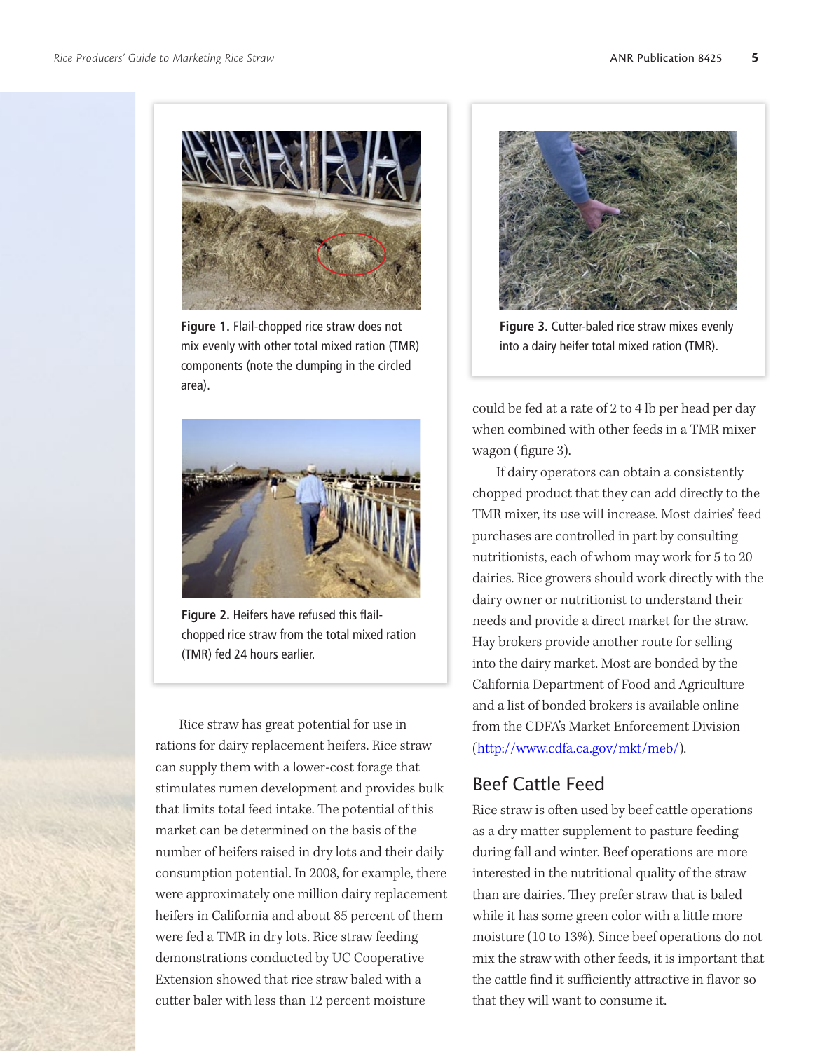Figure 1. Flail-chopped rice straw does not mix evenly with other total mixed ration (TMR) components (note the clumping in the circled area).

Figure 2. Heifers have refused this flail-chopped rice straw from the total mixed ration (TMR) fed 24 hours earlier.

Figure 3. Cutter-baled rice straw mixes evenly into a dairy heifer total mixed ration (TMR).

Rice straw has great potential for use in rations for dairy replacement heifers. Rice straw can supply them with a lower-cost forage that stimulates rumen development and provides bulk that limits total feed intake. The potential of this market can be determined on the basis of the number of heifers raised in dry lots and their daily consumption potential. In 2008, for example, there were approximately one million dairy replacement heifers in California and about 85 percent of them were fed a TMR in dry lots. Rice straw feeding demonstrations conducted by UC Cooperative Extension showed that rice straw baled with a cutter baler with less than 12 percent moisture could be fed at a rate of 2 to 4 lb per head per day when combined with other feeds in a TMR mixer wagon (figure 3).

If dairy operators can obtain a consistently chopped product that they can add directly to the TMR mixer, its use will increase. Most dairies' feed purchases are controlled in part by consulting nutritionists, each of whom may work for 5 to 20 dairies. Rice growers should work directly with the dairy owner or nutritionist to understand their needs and provide a direct market for the straw. Hay brokers provide another route for selling into the dairy market. Most are bonded by the California Department of Food and Agriculture and a list of bonded brokers is available online from the CDFA's Market Enforcement Division (http://www.cdfa.ca.gov/mkt/meb/).

## Beef Cattle Feed

Rice straw is often used by beef cattle operations as a dry matter supplement to pasture feeding during fall and winter. Beef operations are more interested in the nutritional quality of the straw than are dairies. They prefer straw that is baled while it has some green color with a little more moisture (10 to 13%). Since beef operations do not mix the straw with other feeds, it is important that the cattle find it sufficiently attractive in flavor so that they will want to consume it.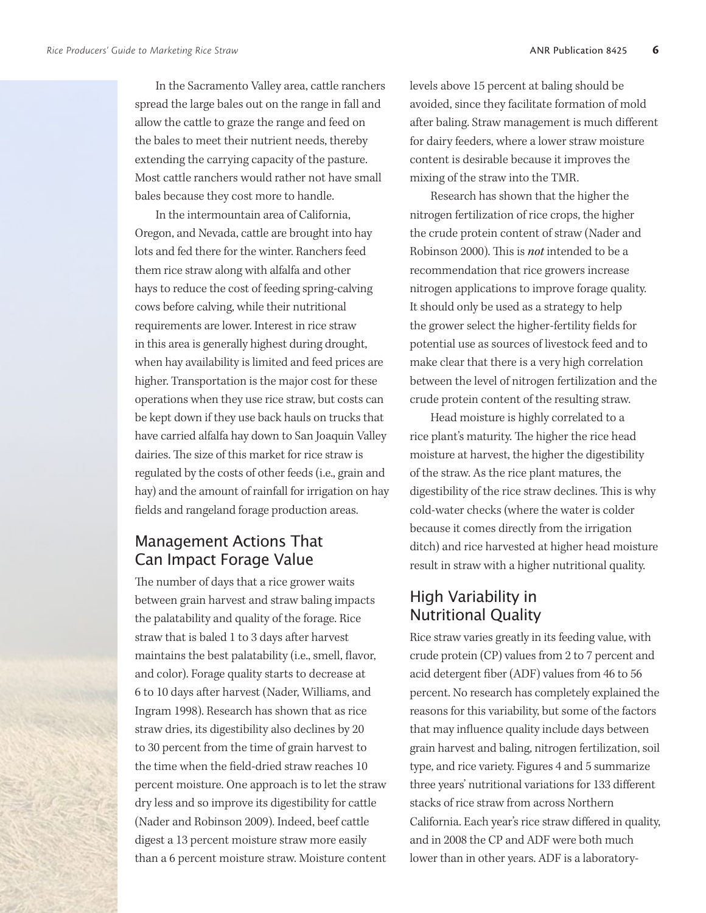In the Sacramento Valley area, cattle ranchers spread the large bales out on the range in fall and allow the cattle to graze the range and feed on the bales to meet their nutrient needs, thereby extending the carrying capacity of the pasture. Most cattle ranchers would rather not have small bales because they cost more to handle.

In the intermountain area of California, Oregon, and Nevada, cattle are brought into hay lots and fed there for the winter. Ranchers feed them rice straw along with alfalfa and other hays to reduce the cost of feeding spring-calving cows before calving, while their nutritional requirements are lower. Interest in rice straw in this area is generally highest during drought, when hay availability is limited and feed prices are higher. Transportation is the major cost for these operations when they use rice straw, but costs can be kept down if they use back hauls on trucks that have carried alfalfa hay down to San Joaquin Valley dairies. The size of this market for rice straw is regulated by the costs of other feeds (i.e., grain and hay) and the amount of rainfall for irrigation on hay fields and rangeland forage production areas.

## Management Actions That Can Impact Forage Value

The number of days that a rice grower waits between grain harvest and straw baling impacts the palatability and quality of the forage. Rice straw that is baled 1 to 3 days after harvest maintains the best palatability (i.e., smell, flavor, and color). Forage quality starts to decrease at 6 to 10 days after harvest (Nader, Williams, and Ingram 1998). Research has shown that as rice straw dries, its digestibility also declines by 20 to 30 percent from the time of grain harvest to the time when the field-dried straw reaches 10 percent moisture. One approach is to let the straw dry less and so improve its digestibility for cattle (Nader and Robinson 2009). Indeed, beef cattle digest a 13 percent moisture straw more easily than a 6 percent moisture straw. Moisture content levels above 15 percent at baling should be avoided, since they facilitate formation of mold after baling. Straw management is much different for dairy feeders, where a lower straw moisture content is desirable because it improves the mixing of the straw into the TMR.

Research has shown that the higher the nitrogen fertilization of rice crops, the higher the crude protein content of straw (Nader and Robinson 2000). This is ***not*** intended to be a recommendation that rice growers increase nitrogen applications to improve forage quality. It should only be used as a strategy to help the grower select the higher-fertility fields for potential use as sources of livestock feed and to make clear that there is a very high correlation between the level of nitrogen fertilization and the crude protein content of the resulting straw.

Head moisture is highly correlated to a rice plant's maturity. The higher the rice head moisture at harvest, the higher the digestibility of the straw. As the rice plant matures, the digestibility of the rice straw declines. This is why cold-water checks (where the water is colder because it comes directly from the irrigation ditch) and rice harvested at higher head moisture result in straw with a higher nutritional quality.

## High Variability in Nutritional Quality

Rice straw varies greatly in its feeding value, with crude protein (CP) values from 2 to 7 percent and acid detergent fiber (ADF) values from 46 to 56 percent. No research has completely explained the reasons for this variability, but some of the factors that may influence quality include days between grain harvest and baling, nitrogen fertilization, soil type, and rice variety. Figures 4 and 5 summarize three years' nutritional variations for 133 different stacks of rice straw from across Northern California. Each year's rice straw differed in quality, and in 2008 the CP and ADF were both much lower than in other years. ADF is a laboratory-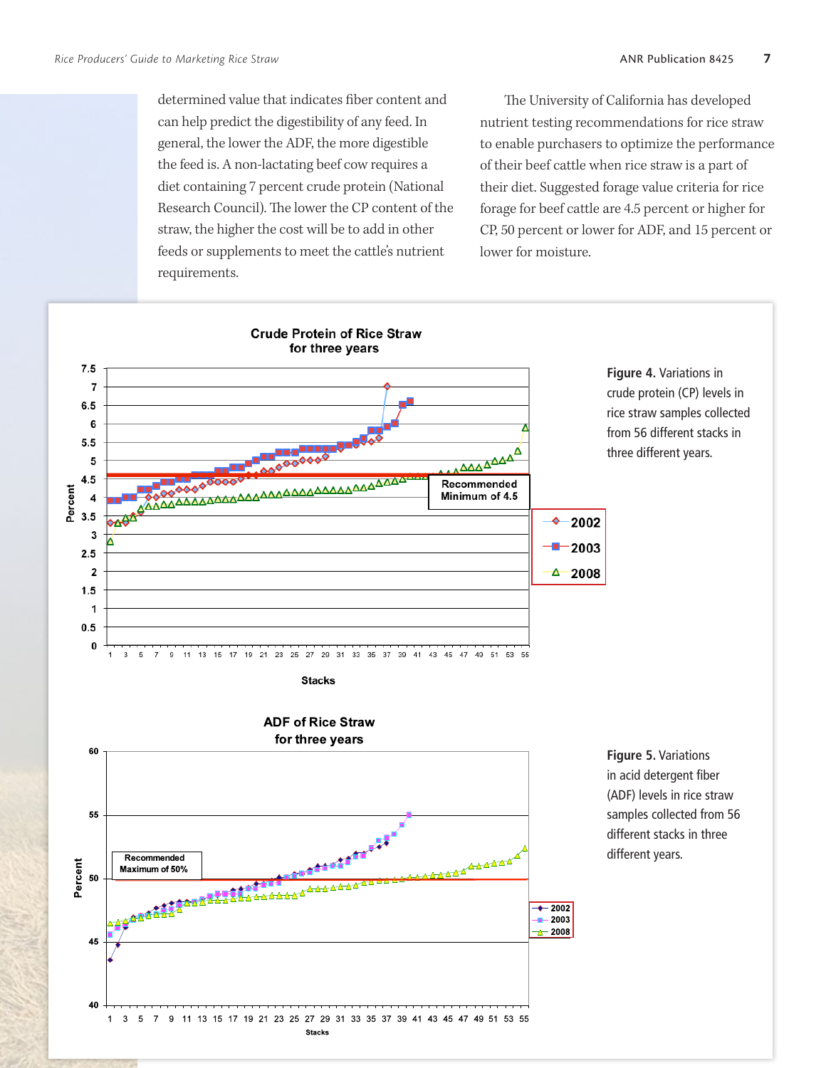determined value that indicates fiber content and can help predict the digestibility of any feed. In general, the lower the ADF, the more digestible the feed is. A non-lactating beef cow requires a diet containing 7 percent crude protein (National Research Council). The lower the CP content of the straw, the higher the cost will be to add in other feeds or supplements to meet the cattle's nutrient requirements.

The University of California has developed nutrient testing recommendations for rice straw to enable purchasers to optimize the performance of their beef cattle when rice straw is a part of their diet. Suggested forage value criteria for rice forage for beef cattle are 4.5 percent or higher for CP, 50 percent or lower for ADF, and 15 percent or lower for moisture.

**Figure 4.** Variations in crude protein (CP) levels in rice straw samples collected from 56 different stacks in three different years.

**Figure 5.** Variations in acid detergent fiber (ADF) levels in rice straw samples collected from 56 different stacks in three different years.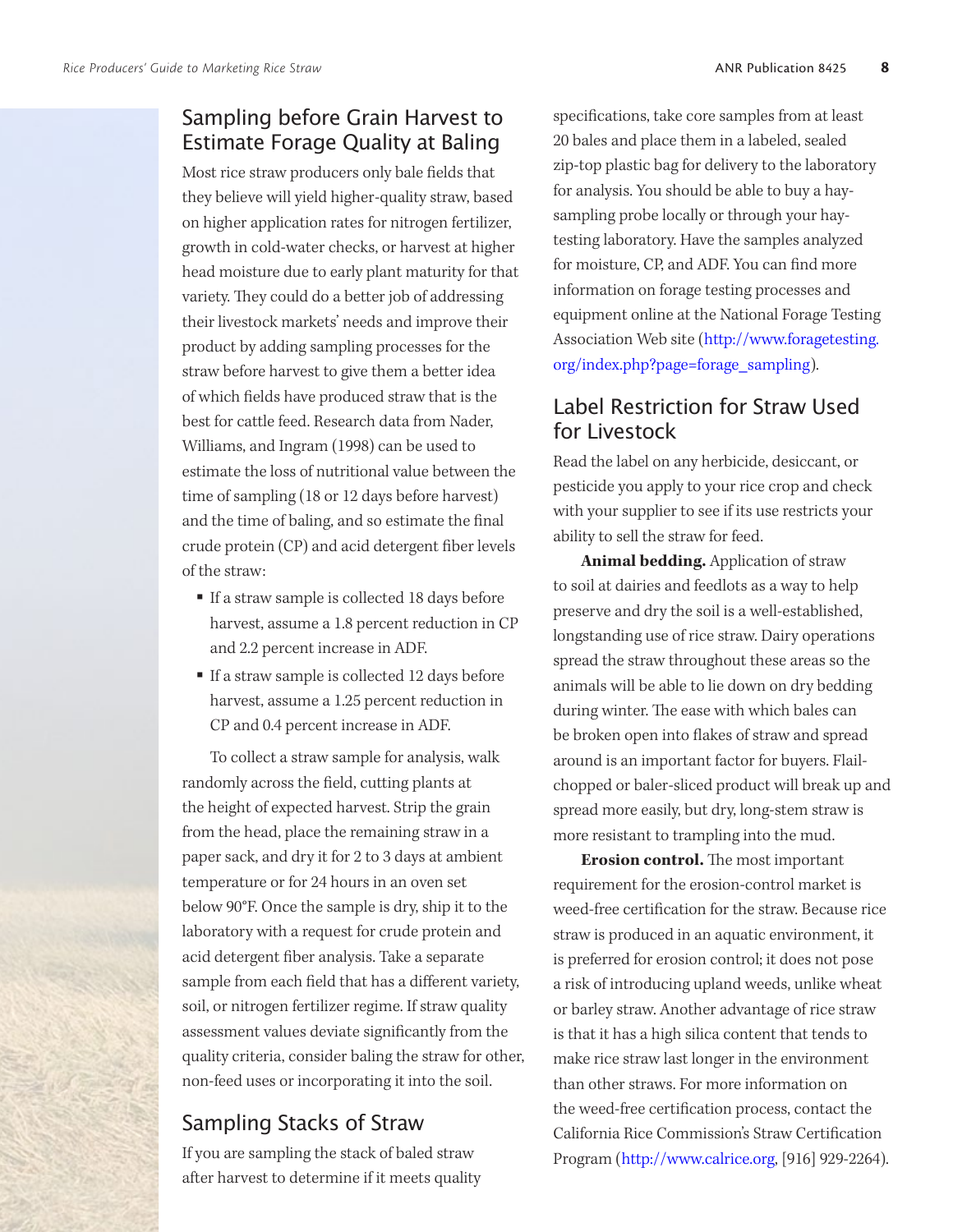## Sampling before Grain Harvest to Estimate Forage Quality at Baling

Most rice straw producers only bale fields that they believe will yield higher-quality straw, based on higher application rates for nitrogen fertilizer, growth in cold-water checks, or harvest at higher head moisture due to early plant maturity for that variety. They could do a better job of addressing their livestock markets' needs and improve their product by adding sampling processes for the straw before harvest to give them a better idea of which fields have produced straw that is the best for cattle feed. Research data from Nader, Williams, and Ingram (1998) can be used to estimate the loss of nutritional value between the time of sampling (18 or 12 days before harvest) and the time of baling, and so estimate the final crude protein (CP) and acid detergent fiber levels of the straw:

- If a straw sample is collected 18 days before harvest, assume a 1.8 percent reduction in CP and 2.2 percent increase in ADF.
- If a straw sample is collected 12 days before harvest, assume a 1.25 percent reduction in CP and 0.4 percent increase in ADF.

To collect a straw sample for analysis, walk randomly across the field, cutting plants at the height of expected harvest. Strip the grain from the head, place the remaining straw in a paper sack, and dry it for 2 to 3 days at ambient temperature or for 24 hours in an oven set below 90°F. Once the sample is dry, ship it to the laboratory with a request for crude protein and acid detergent fiber analysis. Take a separate sample from each field that has a different variety, soil, or nitrogen fertilizer regime. If straw quality assessment values deviate significantly from the quality criteria, consider baling the straw for other, non-feed uses or incorporating it into the soil.

## Sampling Stacks of Straw

If you are sampling the stack of baled straw after harvest to determine if it meets quality specifications, take core samples from at least 20 bales and place them in a labeled, sealed zip-top plastic bag for delivery to the laboratory for analysis. You should be able to buy a hay-sampling probe locally or through your hay-testing laboratory. Have the samples analyzed for moisture, CP, and ADF. You can find more information on forage testing processes and equipment online at the National Forage Testing Association Web site (http://www.foragetesting.org/index.php?page=forage_sampling).

## Label Restriction for Straw Used for Livestock

Read the label on any herbicide, desiccant, or pesticide you apply to your rice crop and check with your supplier to see if its use restricts your ability to sell the straw for feed.

**Animal bedding.** Application of straw to soil at dairies and feedlots as a way to help preserve and dry the soil is a well-established, longstanding use of rice straw. Dairy operations spread the straw throughout these areas so the animals will be able to lie down on dry bedding during winter. The ease with which bales can be broken open into flakes of straw and spread around is an important factor for buyers. Flail-chopped or baler-sliced product will break up and spread more easily, but dry, long-stem straw is more resistant to trampling into the mud.

**Erosion control.** The most important requirement for the erosion-control market is weed-free certification for the straw. Because rice straw is produced in an aquatic environment, it is preferred for erosion control; it does not pose a risk of introducing upland weeds, unlike wheat or barley straw. Another advantage of rice straw is that it has a high silica content that tends to make rice straw last longer in the environment than other straws. For more information on the weed-free certification process, contact the California Rice Commission's Straw Certification Program (http://www.calrice.org, [916] 929-2264).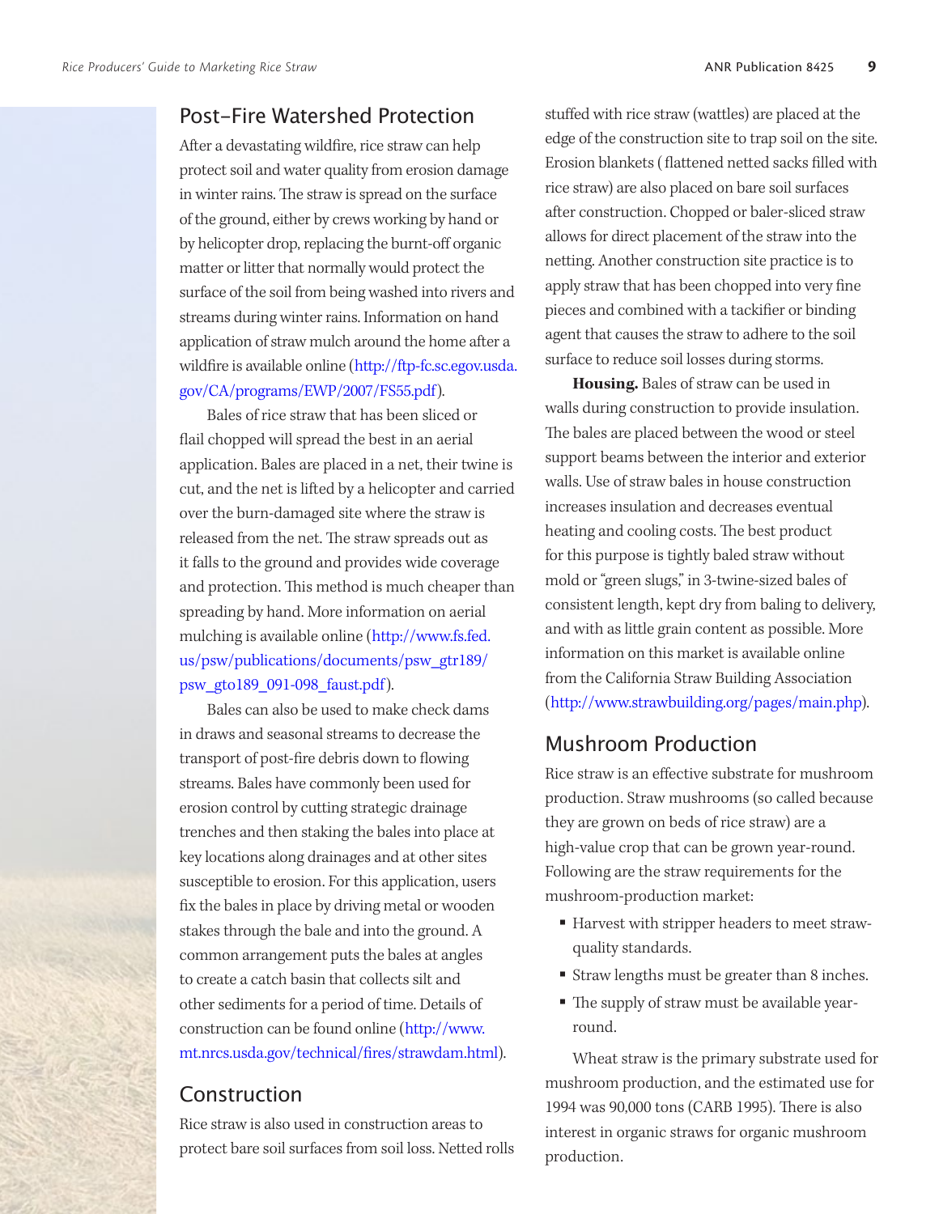## Post–Fire Watershed Protection

After a devastating wildfire, rice straw can help protect soil and water quality from erosion damage in winter rains. The straw is spread on the surface of the ground, either by crews working by hand or by helicopter drop, replacing the burnt-off organic matter or litter that normally would protect the surface of the soil from being washed into rivers and streams during winter rains. Information on hand application of straw mulch around the home after a wildfire is available online (http://ftp-fc.sc.egov.usda.gov/CA/programs/EWP/2007/FS55.pdf).

Bales of rice straw that has been sliced or flail chopped will spread the best in an aerial application. Bales are placed in a net, their twine is cut, and the net is lifted by a helicopter and carried over the burn-damaged site where the straw is released from the net. The straw spreads out as it falls to the ground and provides wide coverage and protection. This method is much cheaper than spreading by hand. More information on aerial mulching is available online (http://www.fs.fed.us/psw/publications/documents/psw_gtr189/psw_gto189_091-098_faust.pdf).

Bales can also be used to make check dams in draws and seasonal streams to decrease the transport of post-fire debris down to flowing streams. Bales have commonly been used for erosion control by cutting strategic drainage trenches and then staking the bales into place at key locations along drainages and at other sites susceptible to erosion. For this application, users fix the bales in place by driving metal or wooden stakes through the bale and into the ground. A common arrangement puts the bales at angles to create a catch basin that collects silt and other sediments for a period of time. Details of construction can be found online (http://www.mt.nrcs.usda.gov/technical/fires/strawdam.html).

## Construction

Rice straw is also used in construction areas to protect bare soil surfaces from soil loss. Netted rolls stuffed with rice straw (wattles) are placed at the edge of the construction site to trap soil on the site. Erosion blankets (flattened netted sacks filled with rice straw) are also placed on bare soil surfaces after construction. Chopped or baler-sliced straw allows for direct placement of the straw into the netting. Another construction site practice is to apply straw that has been chopped into very fine pieces and combined with a tackifier or binding agent that causes the straw to adhere to the soil surface to reduce soil losses during storms.

**Housing.** Bales of straw can be used in walls during construction to provide insulation. The bales are placed between the wood or steel support beams between the interior and exterior walls. Use of straw bales in house construction increases insulation and decreases eventual heating and cooling costs. The best product for this purpose is tightly baled straw without mold or "green slugs," in 3-twine-sized bales of consistent length, kept dry from baling to delivery, and with as little grain content as possible. More information on this market is available online from the California Straw Building Association (http://www.strawbuilding.org/pages/main.php).

## Mushroom Production

Rice straw is an effective substrate for mushroom production. Straw mushrooms (so called because they are grown on beds of rice straw) are a high-value crop that can be grown year-round. Following are the straw requirements for the mushroom-production market:

- Harvest with stripper headers to meet straw-quality standards.
- Straw lengths must be greater than 8 inches.
- The supply of straw must be available year-round.

Wheat straw is the primary substrate used for mushroom production, and the estimated use for 1994 was 90,000 tons (CARB 1995). There is also interest in organic straws for organic mushroom production.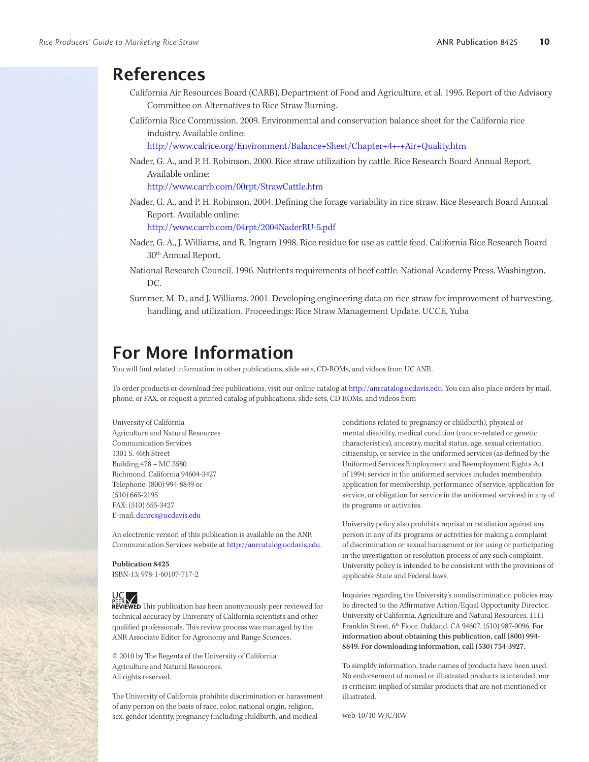## References

California Air Resources Board (CARB), Department of Food and Agriculture, et al. 1995. Report of the Advisory Committee on Alternatives to Rice Straw Burning.

California Rice Commission. 2009. Environmental and conservation balance sheet for the California rice industry. Available online: http://www.calrice.org/Environment/Balance+Sheet/Chapter+4+-+Air+Quality.htm

Nader, G. A., and P. H. Robinson. 2000. Rice straw utilization by cattle. Rice Research Board Annual Report. Available online: http://www.carrb.com/00rpt/StrawCattle.htm

Nader, G. A., and P. H. Robinson. 2004. Defining the forage variability in rice straw. Rice Research Board Annual Report. Available online: http://www.carrb.com/04rpt/2004NaderRU-5.pdf

Nader, G. A., J. Williams, and R. Ingram 1998. Rice residue for use as cattle feed. California Rice Research Board 30th Annual Report.

National Research Council. 1996. Nutrients requirements of beef cattle. National Academy Press, Washington, DC.

Summer, M. D., and J. Williams. 2001. Developing engineering data on rice straw for improvement of harvesting, handling, and utilization. Proceedings: Rice Straw Management Update. UCCE, Yuba

## For More Information

You will find related information in other publications, slide sets, CD-ROMs, and videos from UC ANR.

To order products or download free publications, visit our online catalog at http://anrcatalog.ucdavis.edu. You can also place orders by mail, phone, or FAX, or request a printed catalog of publications, slide sets, CD-ROMs, and videos from

University of California
Agriculture and Natural Resources
Communication Services
1301 S. 46th Street
Building 478 – MC 3580
Richmond, California 94604-3427
Telephone: (800) 994-8849 or
(510) 665-2195
FAX: (510) 655-3427
E-mail: danrcs@ucdavis.edu

An electronic version of this publication is available on the ANR Communication Services website at http://anrcatalog.ucdavis.edu.

**Publication 8425**
ISBN-13: 978-1-60107-717-2

UC PEER REVIEWED This publication has been anonymously peer reviewed for technical accuracy by University of California scientists and other qualified professionals. This review process was managed by the ANR Associate Editor for Agronomy and Range Sciences.

© 2010 by The Regents of the University of California Agriculture and Natural Resources. All rights reserved.

The University of California prohibits discrimination or harassment of any person on the basis of race, color, national origin, religion, sex, gender identity, pregnancy (including childbirth, and medical conditions related to pregnancy or childbirth), physical or mental disability, medical condition (cancer-related or genetic characteristics), ancestry, marital status, age, sexual orientation, citizenship, or service in the uniformed services (as defined by the Uniformed Services Employment and Reemployment Rights Act of 1994: service in the uniformed services includes membership, application for membership, performance of service, application for service, or obligation for service in the uniformed services) in any of its programs or activities.

University policy also prohibits reprisal or retaliation against any person in any of its programs or activities for making a complaint of discrimination or sexual harassment or for using or participating in the investigation or resolution process of any such complaint. University policy is intended to be consistent with the provisions of applicable State and Federal laws.

Inquiries regarding the University's nondiscrimination policies may be directed to the Affirmative Action/Equal Opportunity Director, University of California, Agriculture and Natural Resources, 1111 Franklin Street, 6th Floor, Oakland, CA 94607, (510) 987-0096. **For information about obtaining this publication, call (800) 994-8849. For downloading information, call (530) 754-3927.**

To simplify information, trade names of products have been used. No endorsement of named or illustrated products is intended, nor is criticism implied of similar products that are not mentioned or illustrated.

web-10/10-WJC/RW